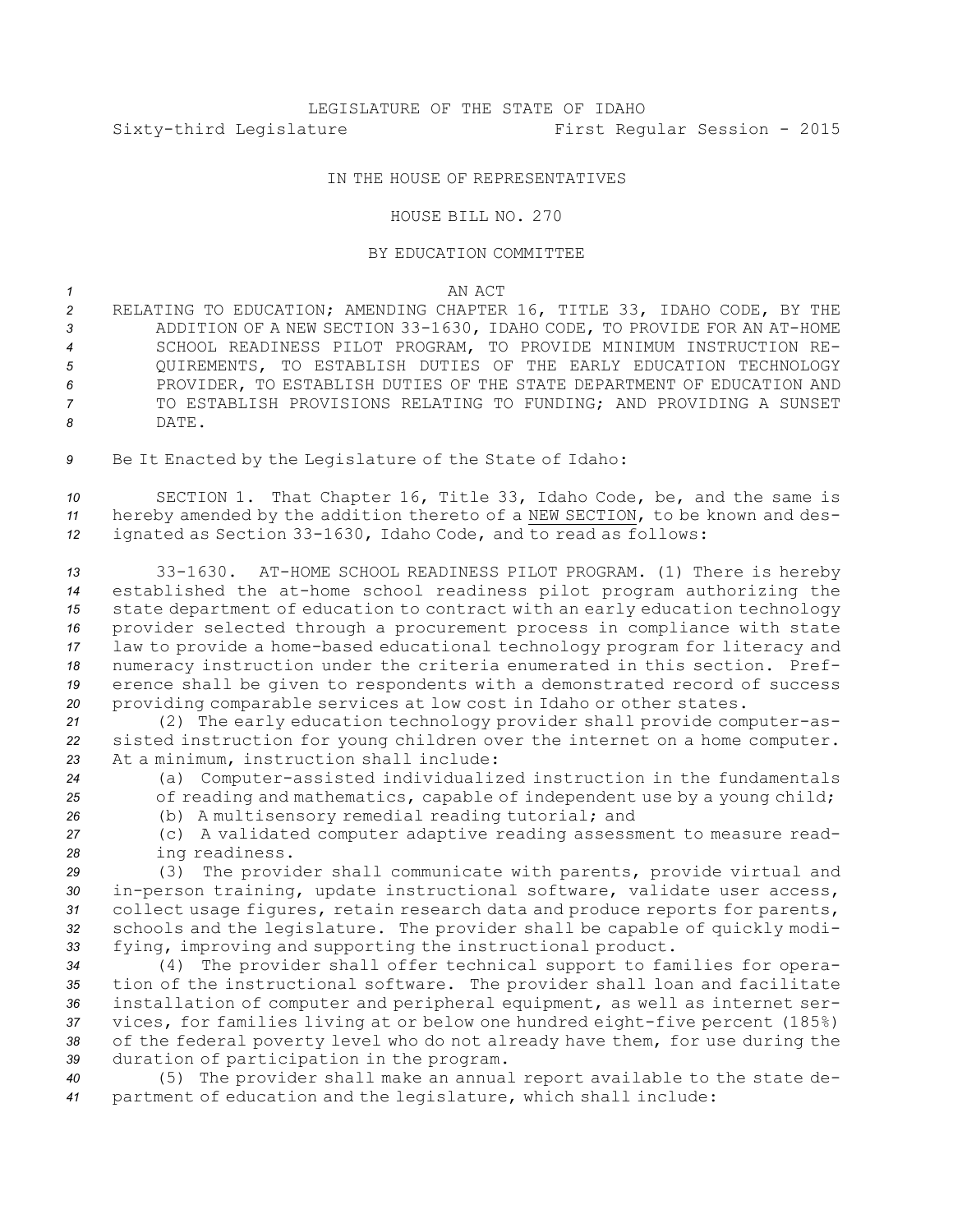LEGISLATURE OF THE STATE OF IDAHO

Sixty-third Legislature First Regular Session - 2015

IN THE HOUSE OF REPRESENTATIVES

HOUSE BILL NO. 270

BY EDUCATION COMMITTEE

AN ACT

RELATING TO EDUCATION; AMENDING CHAPTER 16, TITLE 33, IDAHO CODE, BY THE ADDITION OF A NEW SECTION 33-1630, IDAHO CODE, TO PROVIDE FOR AN AT-HOME SCHOOL READINESS PILOT PROGRAM, TO PROVIDE MINIMUM INSTRUCTION REQUIREMENTS, TO ESTABLISH DUTIES OF THE EARLY EDUCATION TECHNOLOGY PROVIDER, TO ESTABLISH DUTIES OF THE STATE DEPARTMENT OF EDUCATION AND TO ESTABLISH PROVISIONS RELATING TO FUNDING; AND PROVIDING A SUNSET DATE.

Be It Enacted by the Legislature of the State of Idaho:

SECTION 1. That Chapter 16, Title 33, Idaho Code, be, and the same is hereby amended by the addition thereto of a NEW SECTION, to be known and designated as Section 33-1630, Idaho Code, and to read as follows:

33-1630. AT-HOME SCHOOL READINESS PILOT PROGRAM. (1) There is hereby established the at-home school readiness pilot program authorizing the state department of education to contract with an early education technology provider selected through a procurement process in compliance with state law to provide a home-based educational technology program for literacy and numeracy instruction under the criteria enumerated in this section. Preference shall be given to respondents with a demonstrated record of success providing comparable services at low cost in Idaho or other states.

(2) The early education technology provider shall provide computer-assisted instruction for young children over the internet on a home computer. At a minimum, instruction shall include:

(a) Computer-assisted individualized instruction in the fundamentals of reading and mathematics, capable of independent use by a young child;

(b) A multisensory remedial reading tutorial; and

(c) A validated computer adaptive reading assessment to measure reading readiness.

(3) The provider shall communicate with parents, provide virtual and in-person training, update instructional software, validate user access, collect usage figures, retain research data and produce reports for parents, schools and the legislature. The provider shall be capable of quickly modifying, improving and supporting the instructional product.

(4) The provider shall offer technical support to families for operation of the instructional software. The provider shall loan and facilitate installation of computer and peripheral equipment, as well as internet services, for families living at or below one hundred eight-five percent (185%) of the federal poverty level who do not already have them, for use during the duration of participation in the program.

(5) The provider shall make an annual report available to the state department of education and the legislature, which shall include: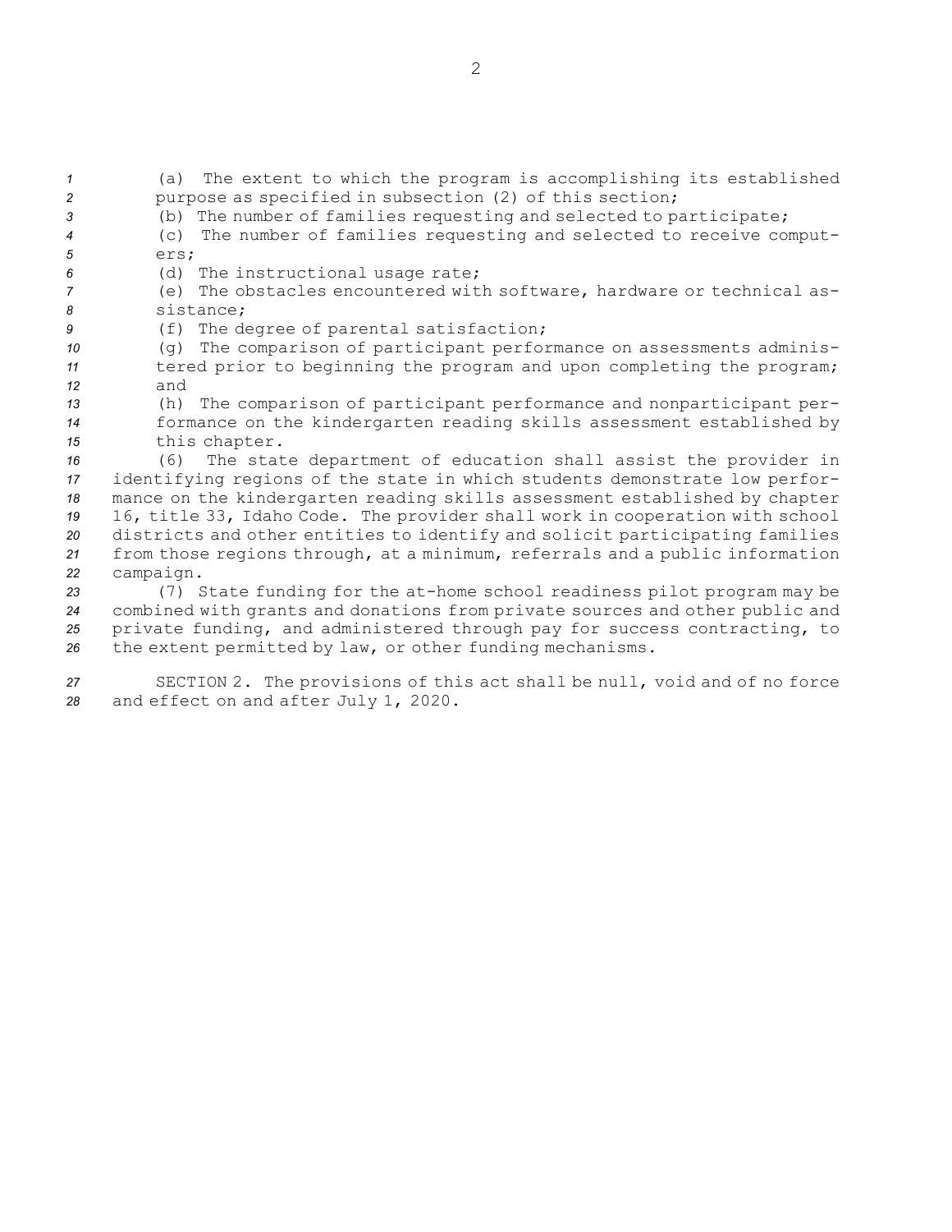(a) The extent to which the program is accomplishing its established purpose as specified in subsection (2) of this section;

(b) The number of families requesting and selected to participate;

(c) The number of families requesting and selected to receive computers;

(d) The instructional usage rate;

(e) The obstacles encountered with software, hardware or technical assistance;

(f) The degree of parental satisfaction;

(g) The comparison of participant performance on assessments administered prior to beginning the program and upon completing the program; and

(h) The comparison of participant performance and nonparticipant performance on the kindergarten reading skills assessment established by this chapter.

(6) The state department of education shall assist the provider in identifying regions of the state in which students demonstrate low performance on the kindergarten reading skills assessment established by chapter 16, title 33, Idaho Code. The provider shall work in cooperation with school districts and other entities to identify and solicit participating families from those regions through, at a minimum, referrals and a public information campaign.

(7) State funding for the at-home school readiness pilot program may be combined with grants and donations from private sources and other public and private funding, and administered through pay for success contracting, to the extent permitted by law, or other funding mechanisms.

SECTION 2. The provisions of this act shall be null, void and of no force and effect on and after July 1, 2020.